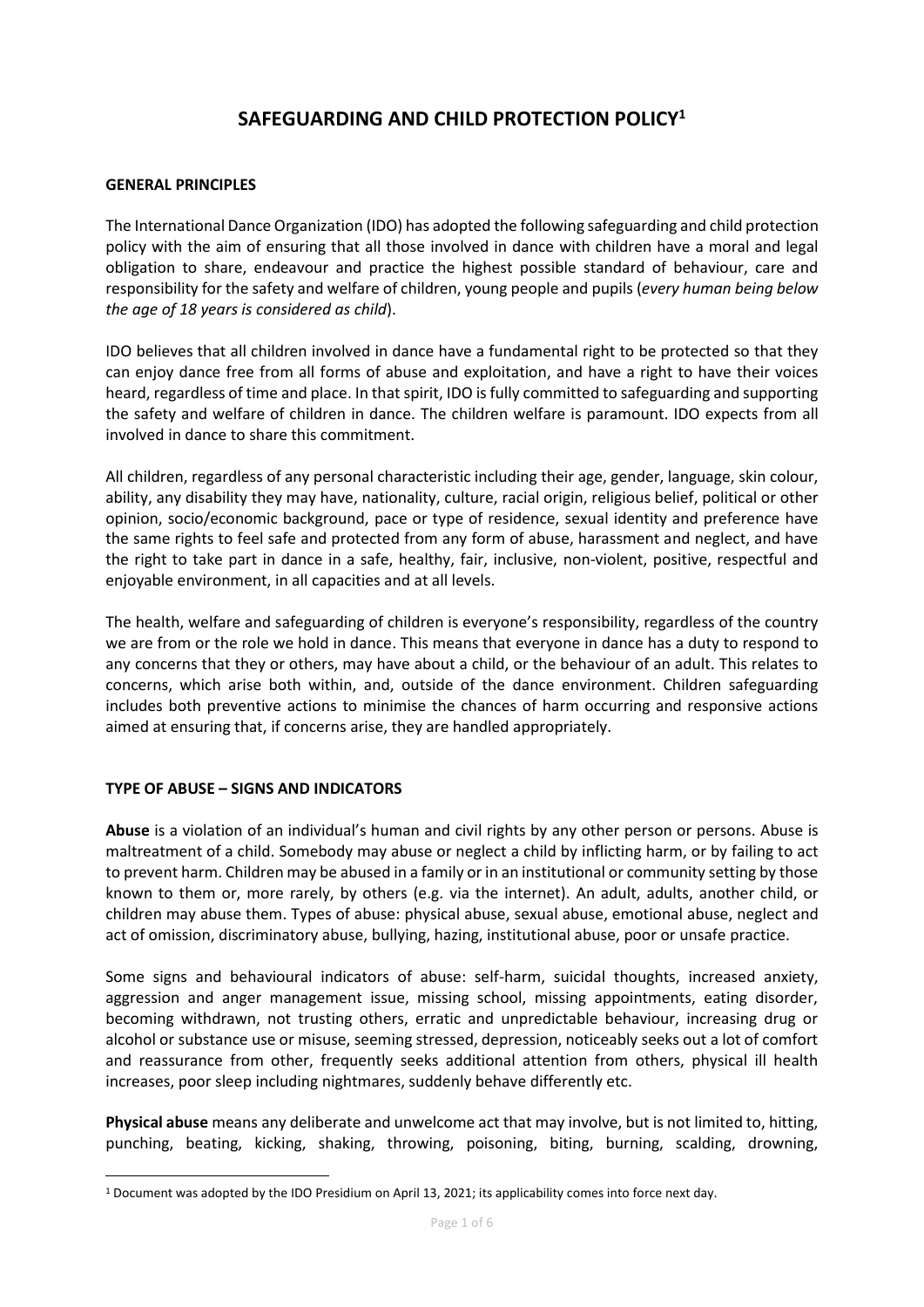# SAFEGUARDING AND CHILD PROTECTION POLICY[1]

## GENERAL PRINCIPLES

The International Dance Organization (IDO) has adopted the following safeguarding and child protection policy with the aim of ensuring that all those involved in dance with children have a moral and legal obligation to share, endeavour and practice the highest possible standard of behaviour, care and responsibility for the safety and welfare of children, young people and pupils (*every human being below the age of 18 years is considered as child*).

IDO believes that all children involved in dance have a fundamental right to be protected so that they can enjoy dance free from all forms of abuse and exploitation, and have a right to have their voices heard, regardless of time and place. In that spirit, IDO is fully committed to safeguarding and supporting the safety and welfare of children in dance. The children welfare is paramount. IDO expects from all involved in dance to share this commitment.

All children, regardless of any personal characteristic including their age, gender, language, skin colour, ability, any disability they may have, nationality, culture, racial origin, religious belief, political or other opinion, socio/economic background, pace or type of residence, sexual identity and preference have the same rights to feel safe and protected from any form of abuse, harassment and neglect, and have the right to take part in dance in a safe, healthy, fair, inclusive, non-violent, positive, respectful and enjoyable environment, in all capacities and at all levels.

The health, welfare and safeguarding of children is everyone's responsibility, regardless of the country we are from or the role we hold in dance. This means that everyone in dance has a duty to respond to any concerns that they or others, may have about a child, or the behaviour of an adult. This relates to concerns, which arise both within, and, outside of the dance environment. Children safeguarding includes both preventive actions to minimise the chances of harm occurring and responsive actions aimed at ensuring that, if concerns arise, they are handled appropriately.

## TYPE OF ABUSE – SIGNS AND INDICATORS

**Abuse** is a violation of an individual's human and civil rights by any other person or persons. Abuse is maltreatment of a child. Somebody may abuse or neglect a child by inflicting harm, or by failing to act to prevent harm. Children may be abused in a family or in an institutional or community setting by those known to them or, more rarely, by others (e.g. via the internet). An adult, adults, another child, or children may abuse them. Types of abuse: physical abuse, sexual abuse, emotional abuse, neglect and act of omission, discriminatory abuse, bullying, hazing, institutional abuse, poor or unsafe practice.

Some signs and behavioural indicators of abuse: self-harm, suicidal thoughts, increased anxiety, aggression and anger management issue, missing school, missing appointments, eating disorder, becoming withdrawn, not trusting others, erratic and unpredictable behaviour, increasing drug or alcohol or substance use or misuse, seeming stressed, depression, noticeably seeks out a lot of comfort and reassurance from other, frequently seeks additional attention from others, physical ill health increases, poor sleep including nightmares, suddenly behave differently etc.

**Physical abuse** means any deliberate and unwelcome act that may involve, but is not limited to, hitting, punching, beating, kicking, shaking, throwing, poisoning, biting, burning, scalding, drowning,

---

[1] Document was adopted by the IDO Presidium on April 13, 2021; its applicability comes into force next day.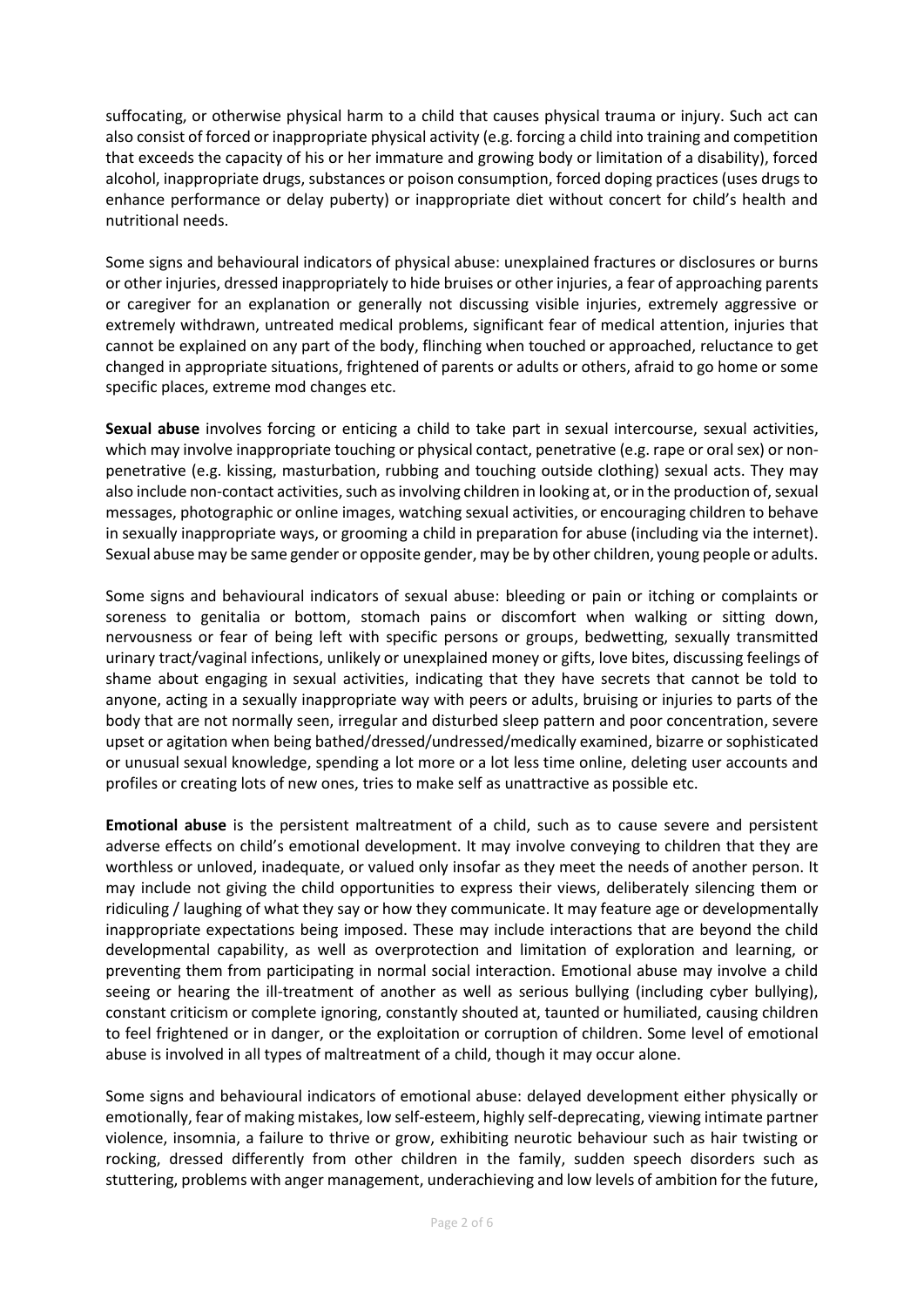suffocating, or otherwise physical harm to a child that causes physical trauma or injury. Such act can also consist of forced or inappropriate physical activity (e.g. forcing a child into training and competition that exceeds the capacity of his or her immature and growing body or limitation of a disability), forced alcohol, inappropriate drugs, substances or poison consumption, forced doping practices (uses drugs to enhance performance or delay puberty) or inappropriate diet without concert for child's health and nutritional needs.

Some signs and behavioural indicators of physical abuse: unexplained fractures or disclosures or burns or other injuries, dressed inappropriately to hide bruises or other injuries, a fear of approaching parents or caregiver for an explanation or generally not discussing visible injuries, extremely aggressive or extremely withdrawn, untreated medical problems, significant fear of medical attention, injuries that cannot be explained on any part of the body, flinching when touched or approached, reluctance to get changed in appropriate situations, frightened of parents or adults or others, afraid to go home or some specific places, extreme mod changes etc.

**Sexual abuse** involves forcing or enticing a child to take part in sexual intercourse, sexual activities, which may involve inappropriate touching or physical contact, penetrative (e.g. rape or oral sex) or non-penetrative (e.g. kissing, masturbation, rubbing and touching outside clothing) sexual acts. They may also include non-contact activities, such as involving children in looking at, or in the production of, sexual messages, photographic or online images, watching sexual activities, or encouraging children to behave in sexually inappropriate ways, or grooming a child in preparation for abuse (including via the internet). Sexual abuse may be same gender or opposite gender, may be by other children, young people or adults.

Some signs and behavioural indicators of sexual abuse: bleeding or pain or itching or complaints or soreness to genitalia or bottom, stomach pains or discomfort when walking or sitting down, nervousness or fear of being left with specific persons or groups, bedwetting, sexually transmitted urinary tract/vaginal infections, unlikely or unexplained money or gifts, love bites, discussing feelings of shame about engaging in sexual activities, indicating that they have secrets that cannot be told to anyone, acting in a sexually inappropriate way with peers or adults, bruising or injuries to parts of the body that are not normally seen, irregular and disturbed sleep pattern and poor concentration, severe upset or agitation when being bathed/dressed/undressed/medically examined, bizarre or sophisticated or unusual sexual knowledge, spending a lot more or a lot less time online, deleting user accounts and profiles or creating lots of new ones, tries to make self as unattractive as possible etc.

**Emotional abuse** is the persistent maltreatment of a child, such as to cause severe and persistent adverse effects on child's emotional development. It may involve conveying to children that they are worthless or unloved, inadequate, or valued only insofar as they meet the needs of another person. It may include not giving the child opportunities to express their views, deliberately silencing them or ridiculing / laughing of what they say or how they communicate. It may feature age or developmentally inappropriate expectations being imposed. These may include interactions that are beyond the child developmental capability, as well as overprotection and limitation of exploration and learning, or preventing them from participating in normal social interaction. Emotional abuse may involve a child seeing or hearing the ill-treatment of another as well as serious bullying (including cyber bullying), constant criticism or complete ignoring, constantly shouted at, taunted or humiliated, causing children to feel frightened or in danger, or the exploitation or corruption of children. Some level of emotional abuse is involved in all types of maltreatment of a child, though it may occur alone.

Some signs and behavioural indicators of emotional abuse: delayed development either physically or emotionally, fear of making mistakes, low self-esteem, highly self-deprecating, viewing intimate partner violence, insomnia, a failure to thrive or grow, exhibiting neurotic behaviour such as hair twisting or rocking, dressed differently from other children in the family, sudden speech disorders such as stuttering, problems with anger management, underachieving and low levels of ambition for the future,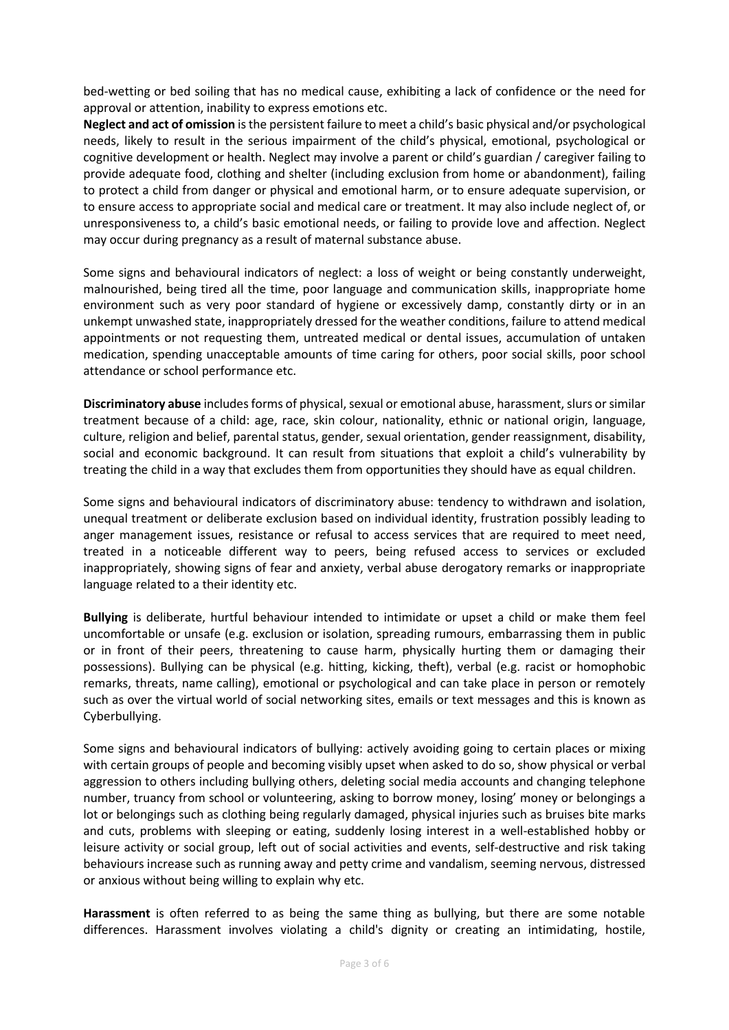bed-wetting or bed soiling that has no medical cause, exhibiting a lack of confidence or the need for approval or attention, inability to express emotions etc.

**Neglect and act of omission** is the persistent failure to meet a child's basic physical and/or psychological needs, likely to result in the serious impairment of the child's physical, emotional, psychological or cognitive development or health. Neglect may involve a parent or child's guardian / caregiver failing to provide adequate food, clothing and shelter (including exclusion from home or abandonment), failing to protect a child from danger or physical and emotional harm, or to ensure adequate supervision, or to ensure access to appropriate social and medical care or treatment. It may also include neglect of, or unresponsiveness to, a child's basic emotional needs, or failing to provide love and affection. Neglect may occur during pregnancy as a result of maternal substance abuse.

Some signs and behavioural indicators of neglect: a loss of weight or being constantly underweight, malnourished, being tired all the time, poor language and communication skills, inappropriate home environment such as very poor standard of hygiene or excessively damp, constantly dirty or in an unkempt unwashed state, inappropriately dressed for the weather conditions, failure to attend medical appointments or not requesting them, untreated medical or dental issues, accumulation of untaken medication, spending unacceptable amounts of time caring for others, poor social skills, poor school attendance or school performance etc.

**Discriminatory abuse** includes forms of physical, sexual or emotional abuse, harassment, slurs or similar treatment because of a child: age, race, skin colour, nationality, ethnic or national origin, language, culture, religion and belief, parental status, gender, sexual orientation, gender reassignment, disability, social and economic background. It can result from situations that exploit a child's vulnerability by treating the child in a way that excludes them from opportunities they should have as equal children.

Some signs and behavioural indicators of discriminatory abuse: tendency to withdrawn and isolation, unequal treatment or deliberate exclusion based on individual identity, frustration possibly leading to anger management issues, resistance or refusal to access services that are required to meet need, treated in a noticeable different way to peers, being refused access to services or excluded inappropriately, showing signs of fear and anxiety, verbal abuse derogatory remarks or inappropriate language related to a their identity etc.

**Bullying** is deliberate, hurtful behaviour intended to intimidate or upset a child or make them feel uncomfortable or unsafe (e.g. exclusion or isolation, spreading rumours, embarrassing them in public or in front of their peers, threatening to cause harm, physically hurting them or damaging their possessions). Bullying can be physical (e.g. hitting, kicking, theft), verbal (e.g. racist or homophobic remarks, threats, name calling), emotional or psychological and can take place in person or remotely such as over the virtual world of social networking sites, emails or text messages and this is known as Cyberbullying.

Some signs and behavioural indicators of bullying: actively avoiding going to certain places or mixing with certain groups of people and becoming visibly upset when asked to do so, show physical or verbal aggression to others including bullying others, deleting social media accounts and changing telephone number, truancy from school or volunteering, asking to borrow money, losing' money or belongings a lot or belongings such as clothing being regularly damaged, physical injuries such as bruises bite marks and cuts, problems with sleeping or eating, suddenly losing interest in a well-established hobby or leisure activity or social group, left out of social activities and events, self-destructive and risk taking behaviours increase such as running away and petty crime and vandalism, seeming nervous, distressed or anxious without being willing to explain why etc.

**Harassment** is often referred to as being the same thing as bullying, but there are some notable differences. Harassment involves violating a child's dignity or creating an intimidating, hostile,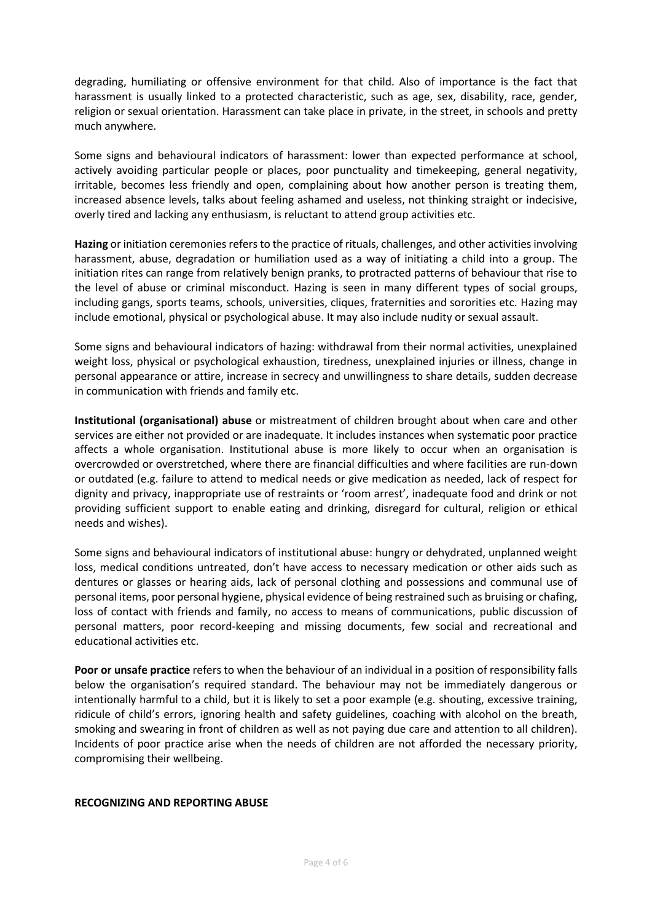degrading, humiliating or offensive environment for that child. Also of importance is the fact that harassment is usually linked to a protected characteristic, such as age, sex, disability, race, gender, religion or sexual orientation. Harassment can take place in private, in the street, in schools and pretty much anywhere.

Some signs and behavioural indicators of harassment: lower than expected performance at school, actively avoiding particular people or places, poor punctuality and timekeeping, general negativity, irritable, becomes less friendly and open, complaining about how another person is treating them, increased absence levels, talks about feeling ashamed and useless, not thinking straight or indecisive, overly tired and lacking any enthusiasm, is reluctant to attend group activities etc.

**Hazing** or initiation ceremonies refers to the practice of rituals, challenges, and other activities involving harassment, abuse, degradation or humiliation used as a way of initiating a child into a group. The initiation rites can range from relatively benign pranks, to protracted patterns of behaviour that rise to the level of abuse or criminal misconduct. Hazing is seen in many different types of social groups, including gangs, sports teams, schools, universities, cliques, fraternities and sororities etc. Hazing may include emotional, physical or psychological abuse. It may also include nudity or sexual assault.

Some signs and behavioural indicators of hazing: withdrawal from their normal activities, unexplained weight loss, physical or psychological exhaustion, tiredness, unexplained injuries or illness, change in personal appearance or attire, increase in secrecy and unwillingness to share details, sudden decrease in communication with friends and family etc.

**Institutional (organisational) abuse** or mistreatment of children brought about when care and other services are either not provided or are inadequate. It includes instances when systematic poor practice affects a whole organisation. Institutional abuse is more likely to occur when an organisation is overcrowded or overstretched, where there are financial difficulties and where facilities are run-down or outdated (e.g. failure to attend to medical needs or give medication as needed, lack of respect for dignity and privacy, inappropriate use of restraints or 'room arrest', inadequate food and drink or not providing sufficient support to enable eating and drinking, disregard for cultural, religion or ethical needs and wishes).

Some signs and behavioural indicators of institutional abuse: hungry or dehydrated, unplanned weight loss, medical conditions untreated, don't have access to necessary medication or other aids such as dentures or glasses or hearing aids, lack of personal clothing and possessions and communal use of personal items, poor personal hygiene, physical evidence of being restrained such as bruising or chafing, loss of contact with friends and family, no access to means of communications, public discussion of personal matters, poor record-keeping and missing documents, few social and recreational and educational activities etc.

**Poor or unsafe practice** refers to when the behaviour of an individual in a position of responsibility falls below the organisation's required standard. The behaviour may not be immediately dangerous or intentionally harmful to a child, but it is likely to set a poor example (e.g. shouting, excessive training, ridicule of child's errors, ignoring health and safety guidelines, coaching with alcohol on the breath, smoking and swearing in front of children as well as not paying due care and attention to all children). Incidents of poor practice arise when the needs of children are not afforded the necessary priority, compromising their wellbeing.

## RECOGNIZING AND REPORTING ABUSE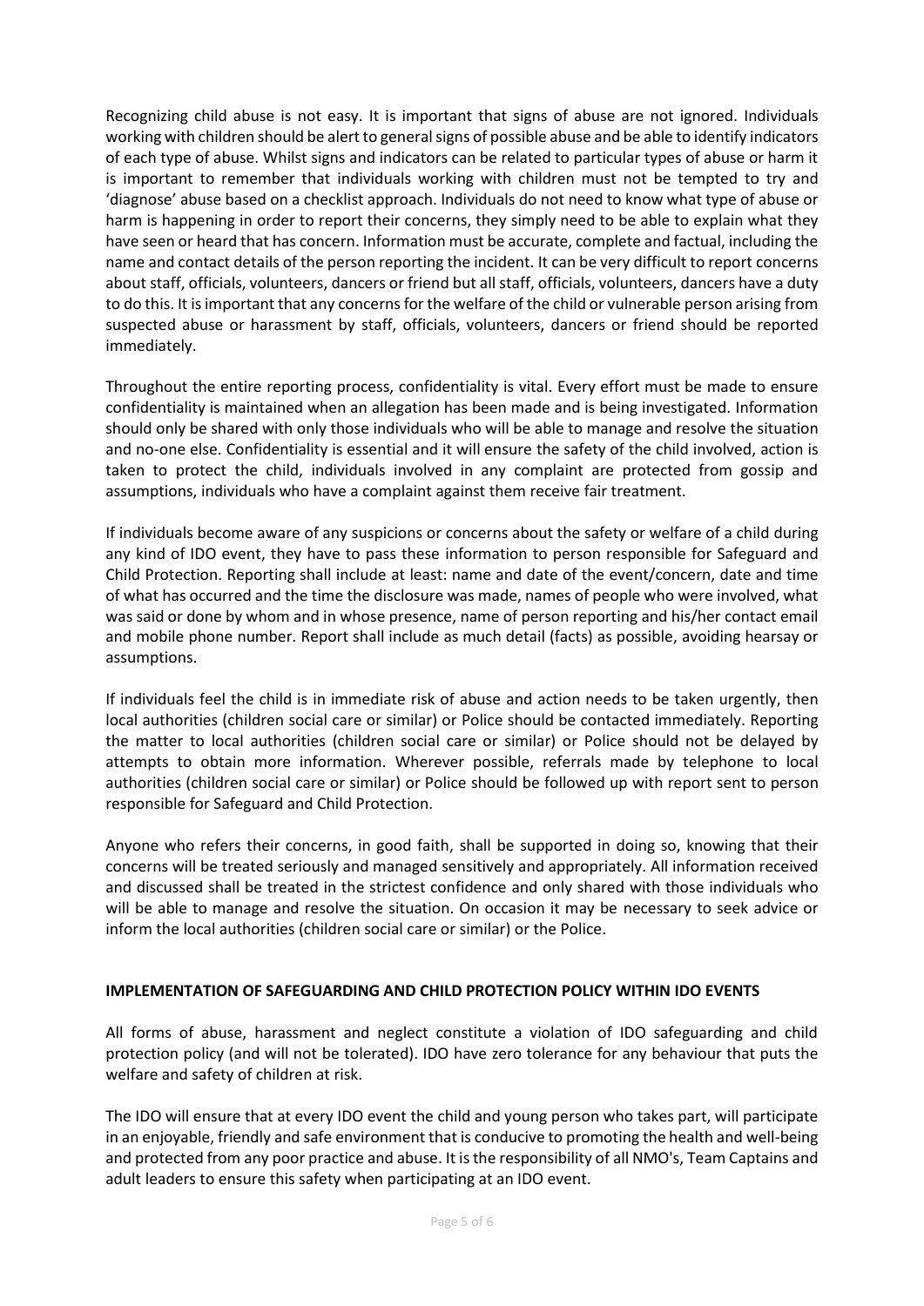Recognizing child abuse is not easy. It is important that signs of abuse are not ignored. Individuals working with children should be alert to general signs of possible abuse and be able to identify indicators of each type of abuse. Whilst signs and indicators can be related to particular types of abuse or harm it is important to remember that individuals working with children must not be tempted to try and 'diagnose' abuse based on a checklist approach. Individuals do not need to know what type of abuse or harm is happening in order to report their concerns, they simply need to be able to explain what they have seen or heard that has concern. Information must be accurate, complete and factual, including the name and contact details of the person reporting the incident. It can be very difficult to report concerns about staff, officials, volunteers, dancers or friend but all staff, officials, volunteers, dancers have a duty to do this. It is important that any concerns for the welfare of the child or vulnerable person arising from suspected abuse or harassment by staff, officials, volunteers, dancers or friend should be reported immediately.

Throughout the entire reporting process, confidentiality is vital. Every effort must be made to ensure confidentiality is maintained when an allegation has been made and is being investigated. Information should only be shared with only those individuals who will be able to manage and resolve the situation and no-one else. Confidentiality is essential and it will ensure the safety of the child involved, action is taken to protect the child, individuals involved in any complaint are protected from gossip and assumptions, individuals who have a complaint against them receive fair treatment.

If individuals become aware of any suspicions or concerns about the safety or welfare of a child during any kind of IDO event, they have to pass these information to person responsible for Safeguard and Child Protection. Reporting shall include at least: name and date of the event/concern, date and time of what has occurred and the time the disclosure was made, names of people who were involved, what was said or done by whom and in whose presence, name of person reporting and his/her contact email and mobile phone number. Report shall include as much detail (facts) as possible, avoiding hearsay or assumptions.

If individuals feel the child is in immediate risk of abuse and action needs to be taken urgently, then local authorities (children social care or similar) or Police should be contacted immediately. Reporting the matter to local authorities (children social care or similar) or Police should not be delayed by attempts to obtain more information. Wherever possible, referrals made by telephone to local authorities (children social care or similar) or Police should be followed up with report sent to person responsible for Safeguard and Child Protection.

Anyone who refers their concerns, in good faith, shall be supported in doing so, knowing that their concerns will be treated seriously and managed sensitively and appropriately. All information received and discussed shall be treated in the strictest confidence and only shared with those individuals who will be able to manage and resolve the situation. On occasion it may be necessary to seek advice or inform the local authorities (children social care or similar) or the Police.

**IMPLEMENTATION OF SAFEGUARDING AND CHILD PROTECTION POLICY WITHIN IDO EVENTS**

All forms of abuse, harassment and neglect constitute a violation of IDO safeguarding and child protection policy (and will not be tolerated). IDO have zero tolerance for any behaviour that puts the welfare and safety of children at risk.

The IDO will ensure that at every IDO event the child and young person who takes part, will participate in an enjoyable, friendly and safe environment that is conducive to promoting the health and well-being and protected from any poor practice and abuse. It is the responsibility of all NMO's, Team Captains and adult leaders to ensure this safety when participating at an IDO event.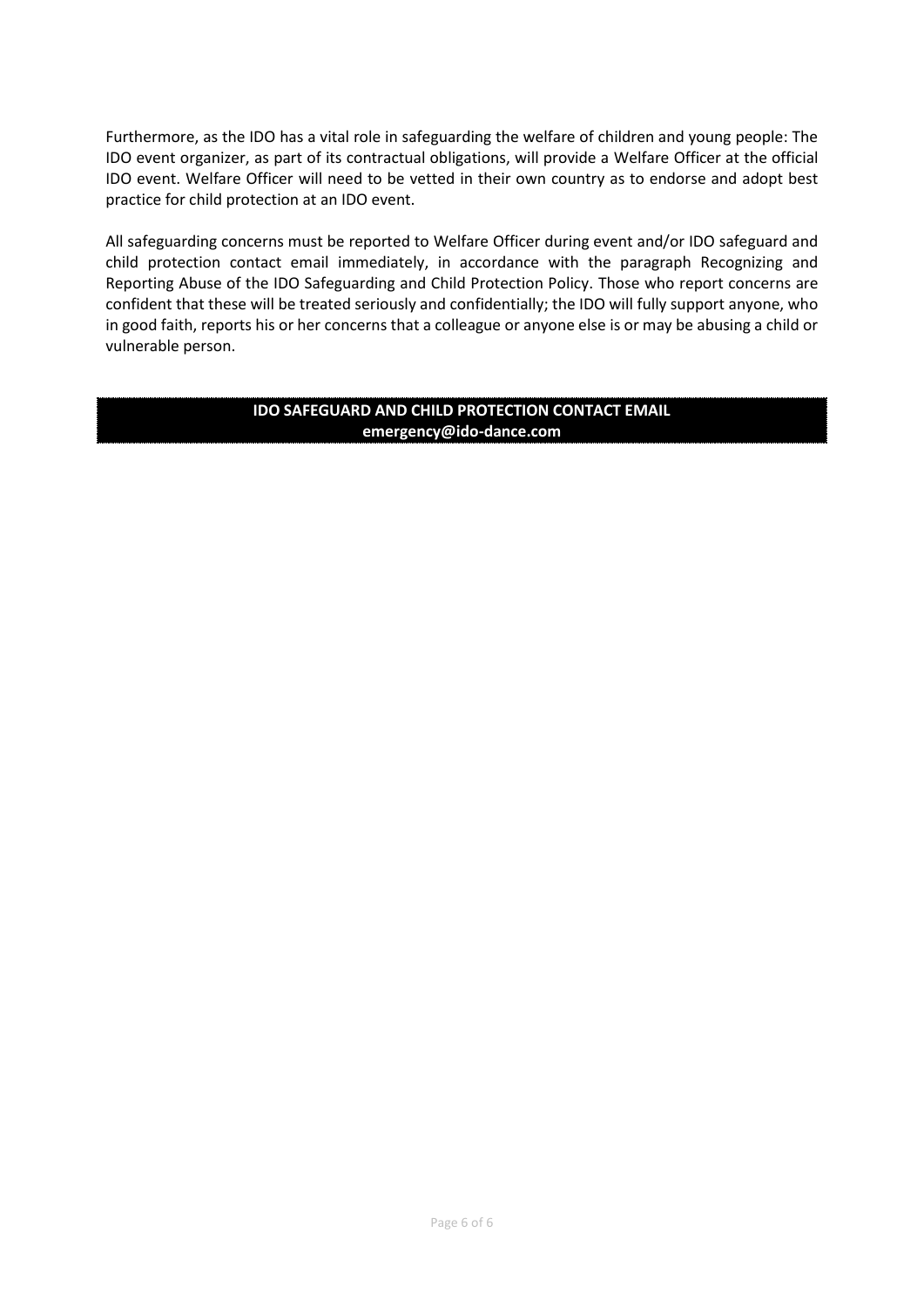Furthermore, as the IDO has a vital role in safeguarding the welfare of children and young people: The IDO event organizer, as part of its contractual obligations, will provide a Welfare Officer at the official IDO event. Welfare Officer will need to be vetted in their own country as to endorse and adopt best practice for child protection at an IDO event.

All safeguarding concerns must be reported to Welfare Officer during event and/or IDO safeguard and child protection contact email immediately, in accordance with the paragraph Recognizing and Reporting Abuse of the IDO Safeguarding and Child Protection Policy. Those who report concerns are confident that these will be treated seriously and confidentially; the IDO will fully support anyone, who in good faith, reports his or her concerns that a colleague or anyone else is or may be abusing a child or vulnerable person.

**IDO SAFEGUARD AND CHILD PROTECTION CONTACT EMAIL**
**emergency@ido-dance.com**